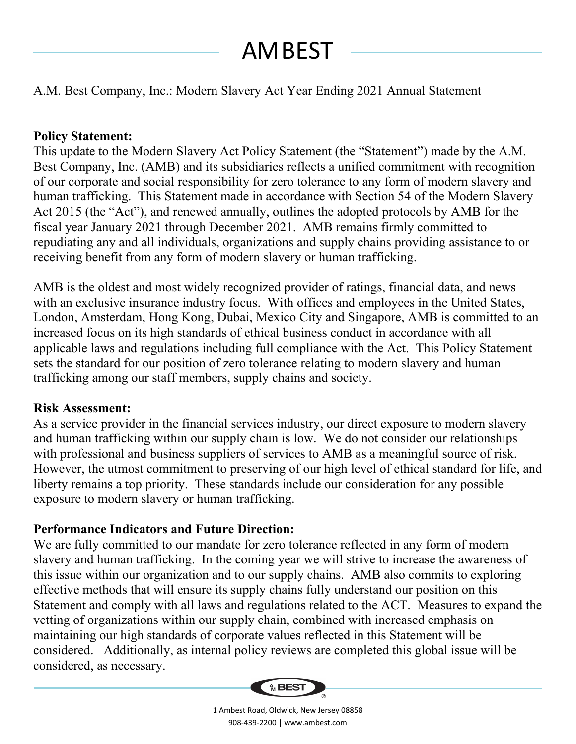# AMBEST

A.M. Best Company, Inc.: Modern Slavery Act Year Ending 2021 Annual Statement

**Policy Statement:**

This update to the Modern Slavery Act Policy Statement (the "Statement") made by the A.M. Best Company, Inc. (AMB) and its subsidiaries reflects a unified commitment with recognition of our corporate and social responsibility for zero tolerance to any form of modern slavery and human trafficking. This Statement made in accordance with Section 54 of the Modern Slavery Act 2015 (the "Act"), and renewed annually, outlines the adopted protocols by AMB for the fiscal year January 2021 through December 2021. AMB remains firmly committed to repudiating any and all individuals, organizations and supply chains providing assistance to or receiving benefit from any form of modern slavery or human trafficking.

AMB is the oldest and most widely recognized provider of ratings, financial data, and news with an exclusive insurance industry focus. With offices and employees in the United States, London, Amsterdam, Hong Kong, Dubai, Mexico City and Singapore, AMB is committed to an increased focus on its high standards of ethical business conduct in accordance with all applicable laws and regulations including full compliance with the Act. This Policy Statement sets the standard for our position of zero tolerance relating to modern slavery and human trafficking among our staff members, supply chains and society.

**Risk Assessment:**

As a service provider in the financial services industry, our direct exposure to modern slavery and human trafficking within our supply chain is low. We do not consider our relationships with professional and business suppliers of services to AMB as a meaningful source of risk. However, the utmost commitment to preserving of our high level of ethical standard for life, and liberty remains a top priority. These standards include our consideration for any possible exposure to modern slavery or human trafficking.

**Performance Indicators and Future Direction:**

We are fully committed to our mandate for zero tolerance reflected in any form of modern slavery and human trafficking. In the coming year we will strive to increase the awareness of this issue within our organization and to our supply chains. AMB also commits to exploring effective methods that will ensure its supply chains fully understand our position on this Statement and comply with all laws and regulations related to the ACT. Measures to expand the vetting of organizations within our supply chain, combined with increased emphasis on maintaining our high standards of corporate values reflected in this Statement will be considered. Additionally, as internal policy reviews are completed this global issue will be considered, as necessary.

1 Ambest Road, Oldwick, New Jersey 08858
908-439-2200 | www.ambest.com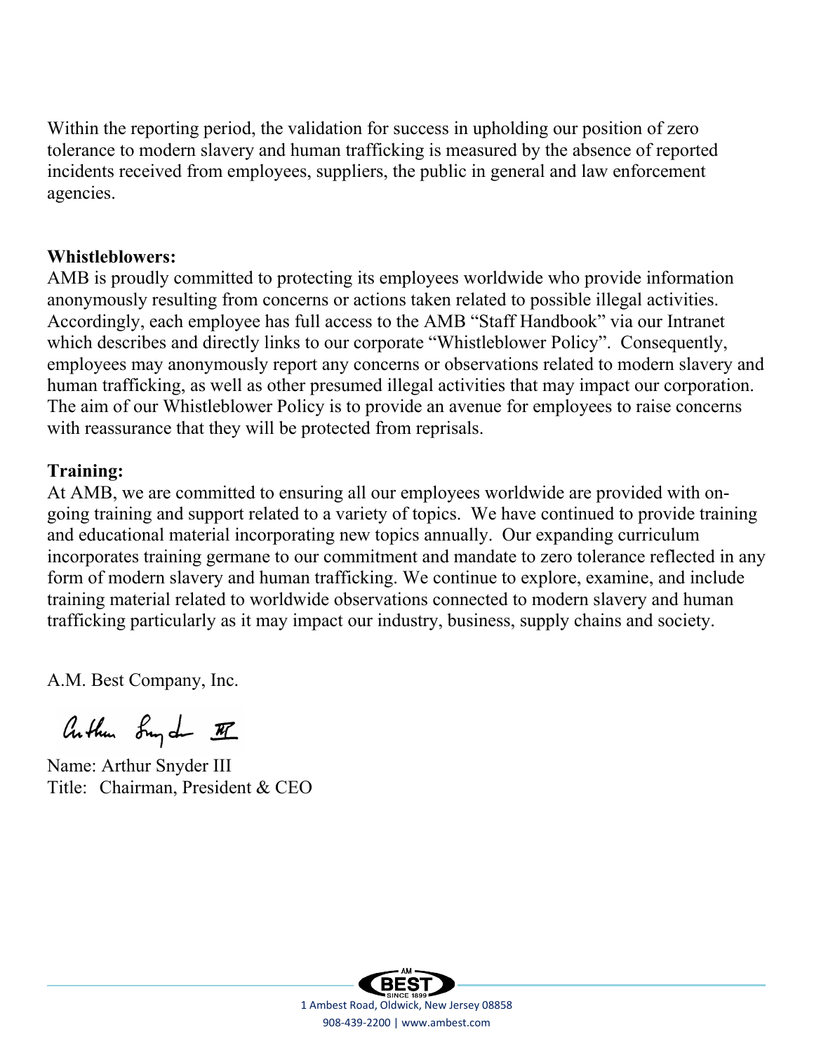Within the reporting period, the validation for success in upholding our position of zero tolerance to modern slavery and human trafficking is measured by the absence of reported incidents received from employees, suppliers, the public in general and law enforcement agencies.

**Whistleblowers:**
AMB is proudly committed to protecting its employees worldwide who provide information anonymously resulting from concerns or actions taken related to possible illegal activities. Accordingly, each employee has full access to the AMB "Staff Handbook" via our Intranet which describes and directly links to our corporate "Whistleblower Policy". Consequently, employees may anonymously report any concerns or observations related to modern slavery and human trafficking, as well as other presumed illegal activities that may impact our corporation. The aim of our Whistleblower Policy is to provide an avenue for employees to raise concerns with reassurance that they will be protected from reprisals.

**Training:**
At AMB, we are committed to ensuring all our employees worldwide are provided with on-going training and support related to a variety of topics. We have continued to provide training and educational material incorporating new topics annually. Our expanding curriculum incorporates training germane to our commitment and mandate to zero tolerance reflected in any form of modern slavery and human trafficking. We continue to explore, examine, and include training material related to worldwide observations connected to modern slavery and human trafficking particularly as it may impact our industry, business, supply chains and society.

A.M. Best Company, Inc.

Name: Arthur Snyder III
Title: Chairman, President & CEO